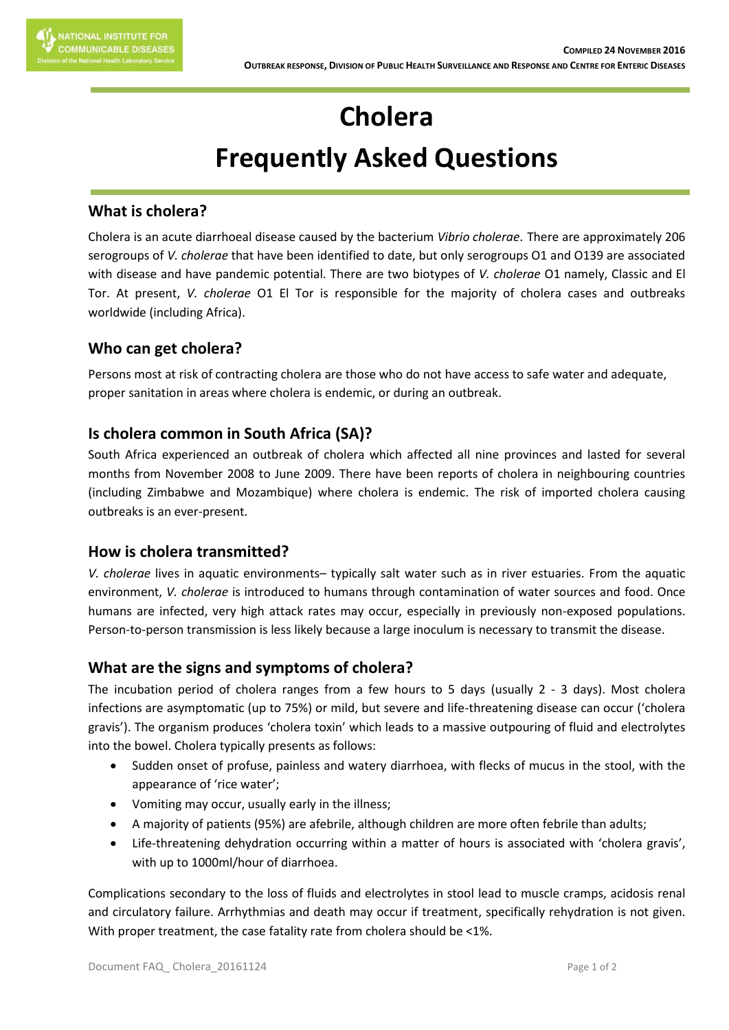# Cholera
# Frequently Asked Questions

## What is cholera?

Cholera is an acute diarrhoeal disease caused by the bacterium *Vibrio cholerae*. There are approximately 206 serogroups of *V. cholerae* that have been identified to date, but only serogroups O1 and O139 are associated with disease and have pandemic potential. There are two biotypes of *V. cholerae* O1 namely, Classic and El Tor. At present, *V. cholerae* O1 El Tor is responsible for the majority of cholera cases and outbreaks worldwide (including Africa).

## Who can get cholera?

Persons most at risk of contracting cholera are those who do not have access to safe water and adequate, proper sanitation in areas where cholera is endemic, or during an outbreak.

## Is cholera common in South Africa (SA)?

South Africa experienced an outbreak of cholera which affected all nine provinces and lasted for several months from November 2008 to June 2009. There have been reports of cholera in neighbouring countries (including Zimbabwe and Mozambique) where cholera is endemic. The risk of imported cholera causing outbreaks is an ever-present.

## How is cholera transmitted?

*V. cholerae* lives in aquatic environments– typically salt water such as in river estuaries. From the aquatic environment, *V. cholerae* is introduced to humans through contamination of water sources and food. Once humans are infected, very high attack rates may occur, especially in previously non-exposed populations. Person-to-person transmission is less likely because a large inoculum is necessary to transmit the disease.

## What are the signs and symptoms of cholera?

The incubation period of cholera ranges from a few hours to 5 days (usually 2 - 3 days). Most cholera infections are asymptomatic (up to 75%) or mild, but severe and life-threatening disease can occur ('cholera gravis'). The organism produces 'cholera toxin' which leads to a massive outpouring of fluid and electrolytes into the bowel. Cholera typically presents as follows:

- Sudden onset of profuse, painless and watery diarrhoea, with flecks of mucus in the stool, with the appearance of 'rice water';
- Vomiting may occur, usually early in the illness;
- A majority of patients (95%) are afebrile, although children are more often febrile than adults;
- Life-threatening dehydration occurring within a matter of hours is associated with 'cholera gravis', with up to 1000ml/hour of diarrhoea.

Complications secondary to the loss of fluids and electrolytes in stool lead to muscle cramps, acidosis renal and circulatory failure. Arrhythmias and death may occur if treatment, specifically rehydration is not given. With proper treatment, the case fatality rate from cholera should be <1%.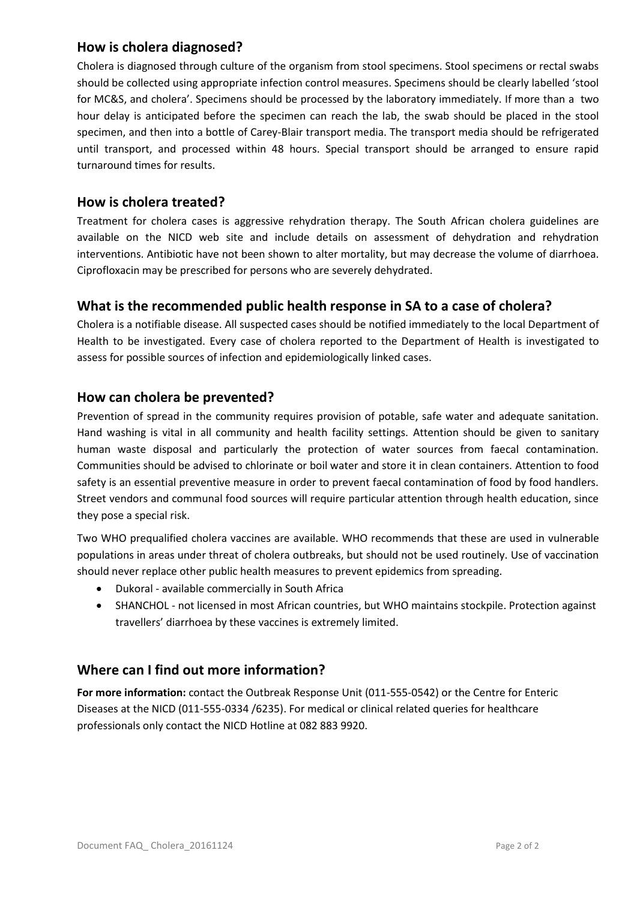## How is cholera diagnosed?

Cholera is diagnosed through culture of the organism from stool specimens. Stool specimens or rectal swabs should be collected using appropriate infection control measures. Specimens should be clearly labelled 'stool for MC&S, and cholera'. Specimens should be processed by the laboratory immediately. If more than a two hour delay is anticipated before the specimen can reach the lab, the swab should be placed in the stool specimen, and then into a bottle of Carey-Blair transport media. The transport media should be refrigerated until transport, and processed within 48 hours. Special transport should be arranged to ensure rapid turnaround times for results.

## How is cholera treated?

Treatment for cholera cases is aggressive rehydration therapy. The South African cholera guidelines are available on the NICD web site and include details on assessment of dehydration and rehydration interventions. Antibiotic have not been shown to alter mortality, but may decrease the volume of diarrhoea. Ciprofloxacin may be prescribed for persons who are severely dehydrated.

## What is the recommended public health response in SA to a case of cholera?

Cholera is a notifiable disease. All suspected cases should be notified immediately to the local Department of Health to be investigated. Every case of cholera reported to the Department of Health is investigated to assess for possible sources of infection and epidemiologically linked cases.

## How can cholera be prevented?

Prevention of spread in the community requires provision of potable, safe water and adequate sanitation. Hand washing is vital in all community and health facility settings. Attention should be given to sanitary human waste disposal and particularly the protection of water sources from faecal contamination. Communities should be advised to chlorinate or boil water and store it in clean containers. Attention to food safety is an essential preventive measure in order to prevent faecal contamination of food by food handlers. Street vendors and communal food sources will require particular attention through health education, since they pose a special risk.

Two WHO prequalified cholera vaccines are available. WHO recommends that these are used in vulnerable populations in areas under threat of cholera outbreaks, but should not be used routinely. Use of vaccination should never replace other public health measures to prevent epidemics from spreading.

- Dukoral - available commercially in South Africa
- SHANCHOL - not licensed in most African countries, but WHO maintains stockpile. Protection against travellers' diarrhoea by these vaccines is extremely limited.

## Where can I find out more information?

**For more information:** contact the Outbreak Response Unit (011-555-0542) or the Centre for Enteric Diseases at the NICD (011-555-0334 /6235). For medical or clinical related queries for healthcare professionals only contact the NICD Hotline at 082 883 9920.